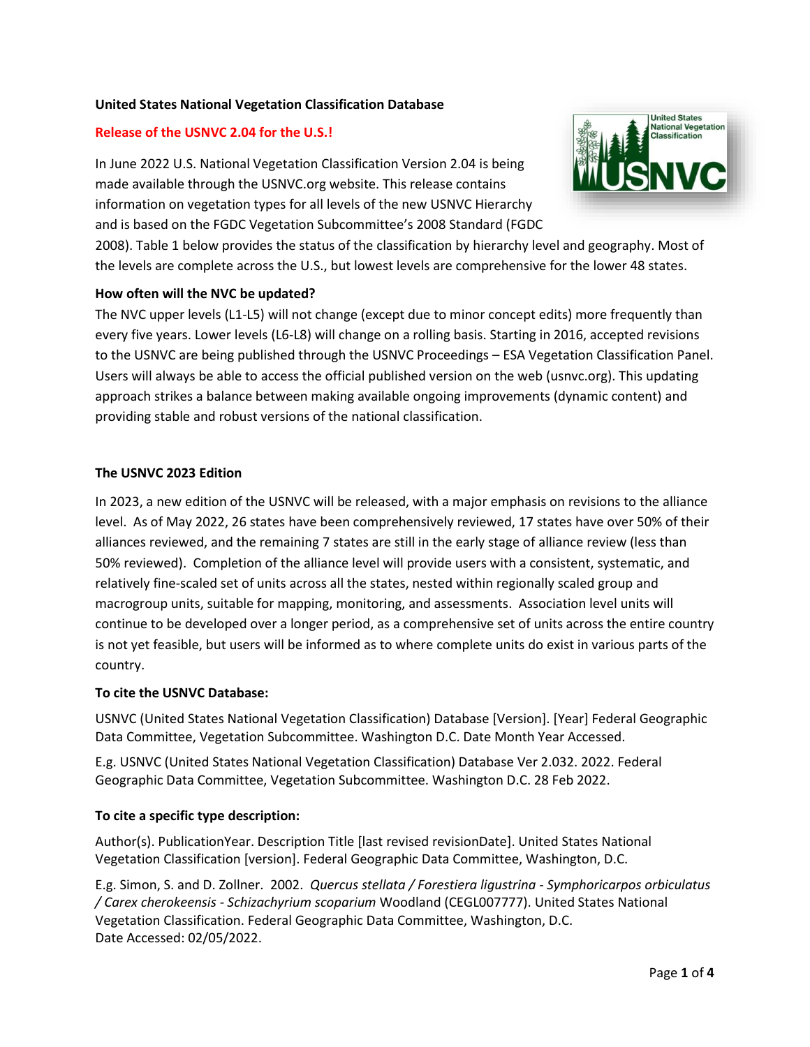# United States National Vegetation Classification Database

## Release of the USNVC 2.04 for the U.S.!

In June 2022 U.S. National Vegetation Classification Version 2.04 is being made available through the USNVC.org website. This release contains information on vegetation types for all levels of the new USNVC Hierarchy and is based on the FGDC Vegetation Subcommittee's 2008 Standard (FGDC 2008). Table 1 below provides the status of the classification by hierarchy level and geography. Most of the levels are complete across the U.S., but lowest levels are comprehensive for the lower 48 states.

### How often will the NVC be updated?

The NVC upper levels (L1-L5) will not change (except due to minor concept edits) more frequently than every five years. Lower levels (L6-L8) will change on a rolling basis. Starting in 2016, accepted revisions to the USNVC are being published through the USNVC Proceedings – ESA Vegetation Classification Panel. Users will always be able to access the official published version on the web (usnvc.org). This updating approach strikes a balance between making available ongoing improvements (dynamic content) and providing stable and robust versions of the national classification.

### The USNVC 2023 Edition

In 2023, a new edition of the USNVC will be released, with a major emphasis on revisions to the alliance level. As of May 2022, 26 states have been comprehensively reviewed, 17 states have over 50% of their alliances reviewed, and the remaining 7 states are still in the early stage of alliance review (less than 50% reviewed). Completion of the alliance level will provide users with a consistent, systematic, and relatively fine-scaled set of units across all the states, nested within regionally scaled group and macrogroup units, suitable for mapping, monitoring, and assessments. Association level units will continue to be developed over a longer period, as a comprehensive set of units across the entire country is not yet feasible, but users will be informed as to where complete units do exist in various parts of the country.

### To cite the USNVC Database:

USNVC (United States National Vegetation Classification) Database [Version]. [Year] Federal Geographic Data Committee, Vegetation Subcommittee. Washington D.C. Date Month Year Accessed.

E.g. USNVC (United States National Vegetation Classification) Database Ver 2.032. 2022. Federal Geographic Data Committee, Vegetation Subcommittee. Washington D.C. 28 Feb 2022.

### To cite a specific type description:

Author(s). PublicationYear. Description Title [last revised revisionDate]. United States National Vegetation Classification [version]. Federal Geographic Data Committee, Washington, D.C.

E.g. Simon, S. and D. Zollner. 2002. *Quercus stellata / Forestiera ligustrina - Symphoricarpos orbiculatus / Carex cherokeensis - Schizachyrium scoparium* Woodland (CEGL007777). United States National Vegetation Classification. Federal Geographic Data Committee, Washington, D.C.
Date Accessed: 02/05/2022.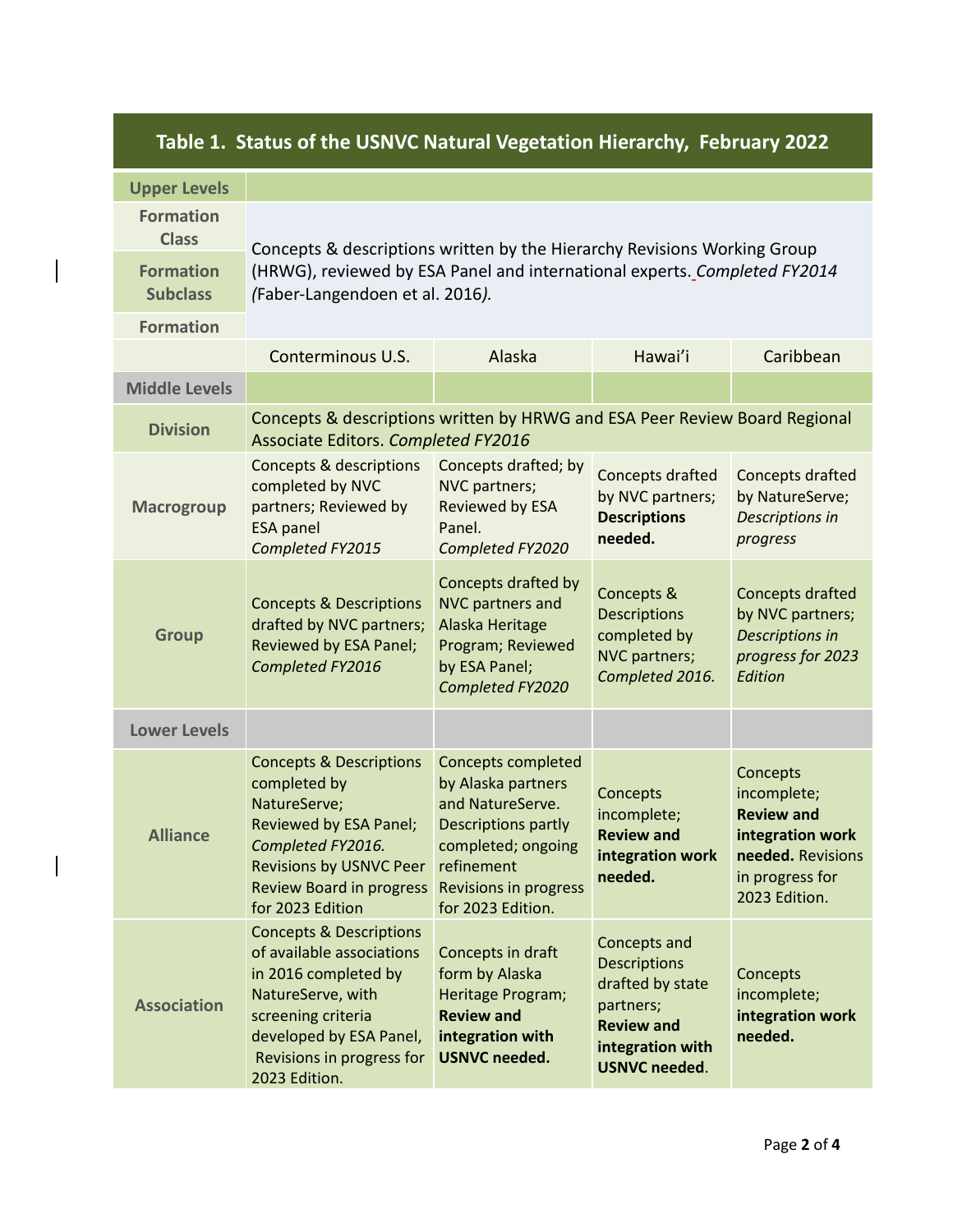**Table 1. Status of the USNVC Natural Vegetation Hierarchy, February 2022**

| **Upper Levels** | | | | |
|---|---|---|---|---|
| **Formation Class** | Concepts & descriptions written by the Hierarchy Revisions Working Group (HRWG), reviewed by ESA Panel and international experts. *Completed FY2014 (Faber-Langendoen et al. 2016).* | | | |
| **Formation Subclass** | | | | |
| **Formation** | | | | |
| | Conterminous U.S. | Alaska | Hawai'i | Caribbean |
| **Middle Levels** | | | | |
| **Division** | Concepts & descriptions written by HRWG and ESA Peer Review Board Regional Associate Editors. *Completed FY2016* | | | |
| **Macrogroup** | Concepts & descriptions completed by NVC partners; Reviewed by ESA panel *Completed FY2015* | Concepts drafted; by NVC partners; Reviewed by ESA Panel. *Completed FY2020* | Concepts drafted by NVC partners; **Descriptions needed.** | Concepts drafted by NatureServe; *Descriptions in progress* |
| **Group** | Concepts & Descriptions drafted by NVC partners; Reviewed by ESA Panel; *Completed FY2016* | Concepts drafted by NVC partners and Alaska Heritage Program; Reviewed by ESA Panel; *Completed FY2020* | Concepts & Descriptions completed by NVC partners; *Completed 2016.* | Concepts drafted by NVC partners; *Descriptions in progress for 2023 Edition* |
| **Lower Levels** | | | | |
| **Alliance** | Concepts & Descriptions completed by NatureServe; Reviewed by ESA Panel; *Completed FY2016.* Revisions by USNVC Peer Review Board in progress for 2023 Edition | Concepts completed by Alaska partners and NatureServe. Descriptions partly completed; ongoing refinement Revisions in progress for 2023 Edition. | Concepts incomplete; **Review and integration work needed.** | Concepts incomplete; **Review and integration work needed.** Revisions in progress for 2023 Edition. |
| **Association** | Concepts & Descriptions of available associations in 2016 completed by NatureServe, with screening criteria developed by ESA Panel, Revisions in progress for 2023 Edition. | Concepts in draft form by Alaska Heritage Program; **Review and integration with USNVC needed.** | Concepts and Descriptions drafted by state partners; **Review and integration with USNVC needed**. | Concepts incomplete; **integration work needed.** |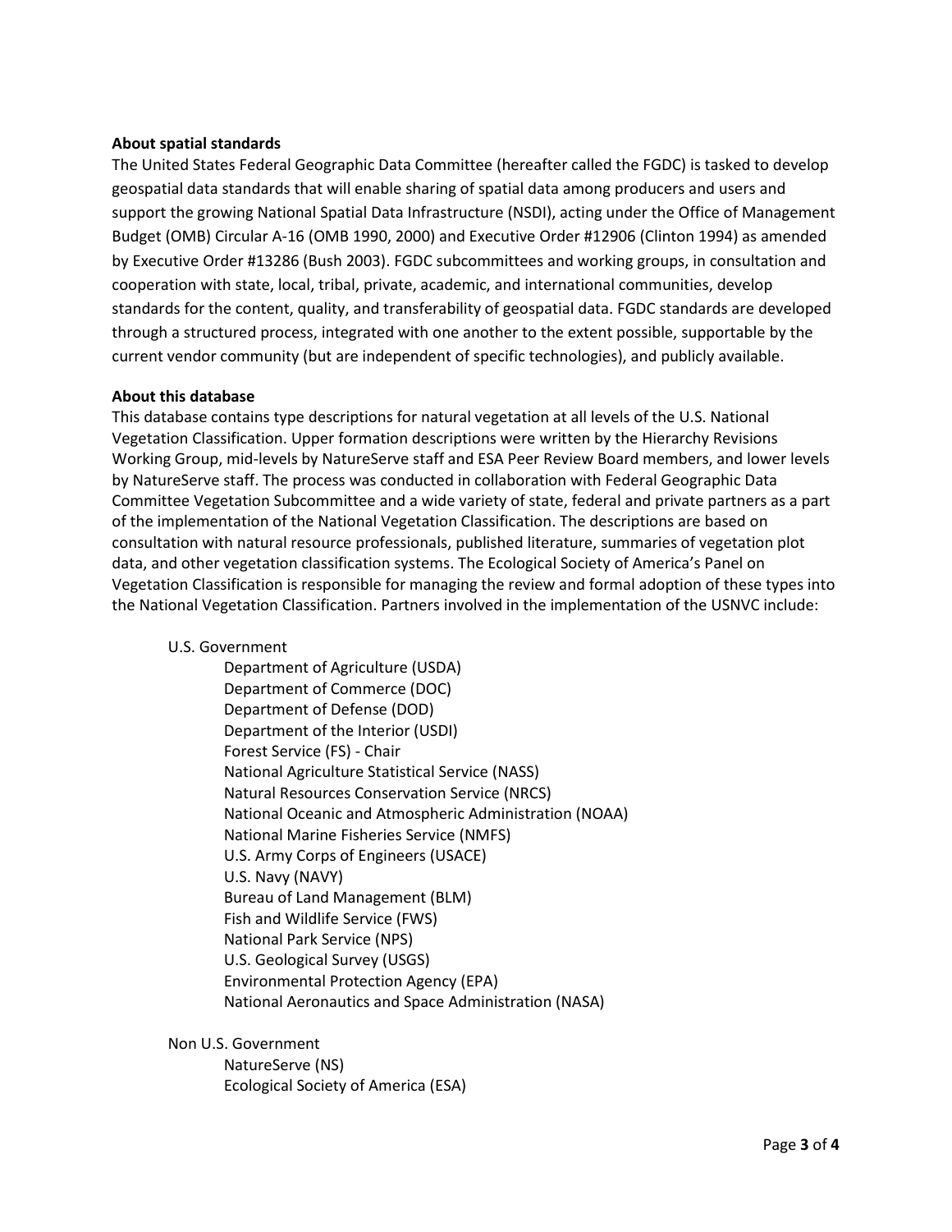**About spatial standards**

The United States Federal Geographic Data Committee (hereafter called the FGDC) is tasked to develop geospatial data standards that will enable sharing of spatial data among producers and users and support the growing National Spatial Data Infrastructure (NSDI), acting under the Office of Management Budget (OMB) Circular A-16 (OMB 1990, 2000) and Executive Order #12906 (Clinton 1994) as amended by Executive Order #13286 (Bush 2003). FGDC subcommittees and working groups, in consultation and cooperation with state, local, tribal, private, academic, and international communities, develop standards for the content, quality, and transferability of geospatial data. FGDC standards are developed through a structured process, integrated with one another to the extent possible, supportable by the current vendor community (but are independent of specific technologies), and publicly available.

**About this database**

This database contains type descriptions for natural vegetation at all levels of the U.S. National Vegetation Classification. Upper formation descriptions were written by the Hierarchy Revisions Working Group, mid-levels by NatureServe staff and ESA Peer Review Board members, and lower levels by NatureServe staff. The process was conducted in collaboration with Federal Geographic Data Committee Vegetation Subcommittee and a wide variety of state, federal and private partners as a part of the implementation of the National Vegetation Classification. The descriptions are based on consultation with natural resource professionals, published literature, summaries of vegetation plot data, and other vegetation classification systems. The Ecological Society of America's Panel on Vegetation Classification is responsible for managing the review and formal adoption of these types into the National Vegetation Classification. Partners involved in the implementation of the USNVC include:

- U.S. Government
  - Department of Agriculture (USDA)
  - Department of Commerce (DOC)
  - Department of Defense (DOD)
  - Department of the Interior (USDI)
  - Forest Service (FS) - Chair
  - National Agriculture Statistical Service (NASS)
  - Natural Resources Conservation Service (NRCS)
  - National Oceanic and Atmospheric Administration (NOAA)
  - National Marine Fisheries Service (NMFS)
  - U.S. Army Corps of Engineers (USACE)
  - U.S. Navy (NAVY)
  - Bureau of Land Management (BLM)
  - Fish and Wildlife Service (FWS)
  - National Park Service (NPS)
  - U.S. Geological Survey (USGS)
  - Environmental Protection Agency (EPA)
  - National Aeronautics and Space Administration (NASA)
- Non U.S. Government
  - NatureServe (NS)
  - Ecological Society of America (ESA)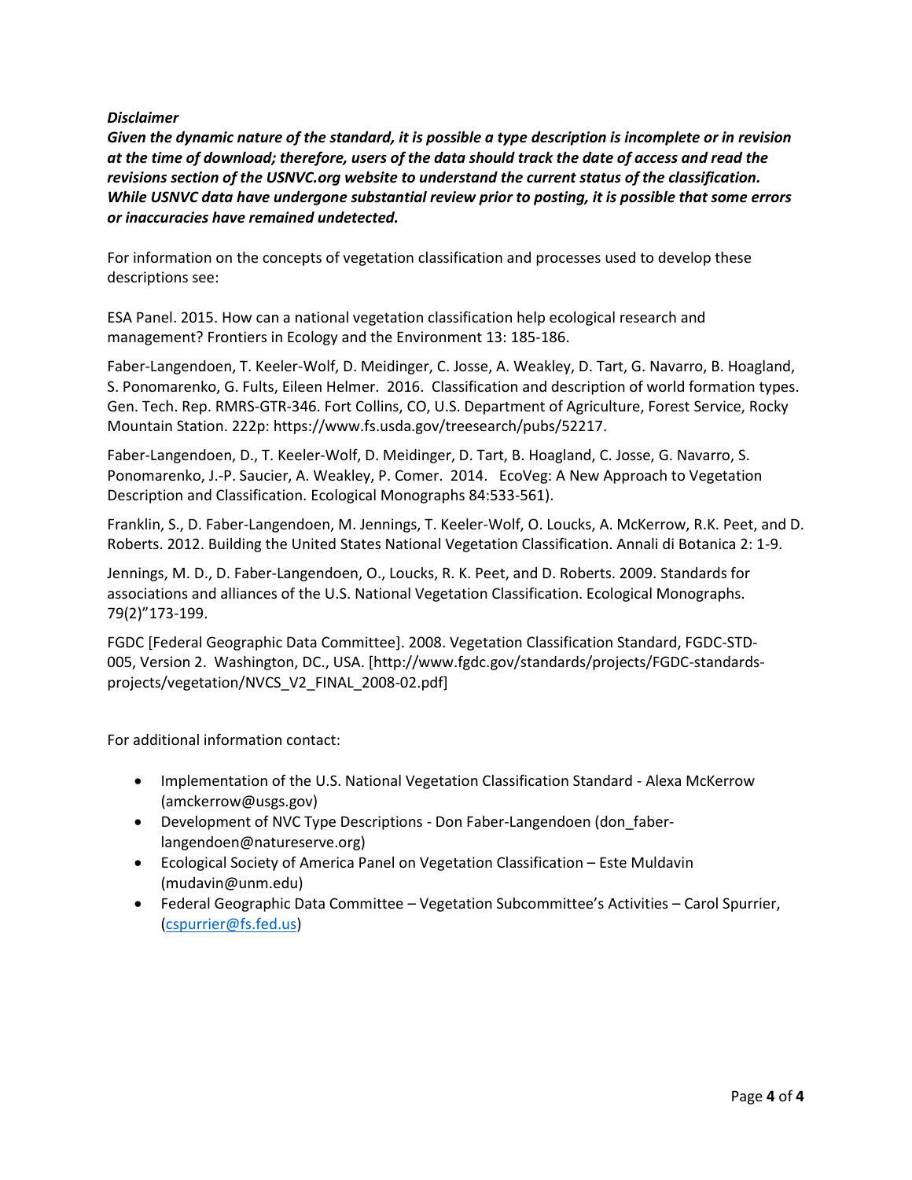***Disclaimer***

***Given the dynamic nature of the standard, it is possible a type description is incomplete or in revision at the time of download; therefore, users of the data should track the date of access and read the revisions section of the USNVC.org website to understand the current status of the classification. While USNVC data have undergone substantial review prior to posting, it is possible that some errors or inaccuracies have remained undetected.***

For information on the concepts of vegetation classification and processes used to develop these descriptions see:

ESA Panel. 2015. How can a national vegetation classification help ecological research and management? Frontiers in Ecology and the Environment 13: 185-186.

Faber-Langendoen, T. Keeler-Wolf, D. Meidinger, C. Josse, A. Weakley, D. Tart, G. Navarro, B. Hoagland, S. Ponomarenko, G. Fults, Eileen Helmer. 2016. Classification and description of world formation types. Gen. Tech. Rep. RMRS-GTR-346. Fort Collins, CO, U.S. Department of Agriculture, Forest Service, Rocky Mountain Station. 222p: https://www.fs.usda.gov/treesearch/pubs/52217.

Faber-Langendoen, D., T. Keeler-Wolf, D. Meidinger, D. Tart, B. Hoagland, C. Josse, G. Navarro, S. Ponomarenko, J.-P. Saucier, A. Weakley, P. Comer. 2014. EcoVeg: A New Approach to Vegetation Description and Classification. Ecological Monographs 84:533-561).

Franklin, S., D. Faber-Langendoen, M. Jennings, T. Keeler-Wolf, O. Loucks, A. McKerrow, R.K. Peet, and D. Roberts. 2012. Building the United States National Vegetation Classification. Annali di Botanica 2: 1-9.

Jennings, M. D., D. Faber-Langendoen, O., Loucks, R. K. Peet, and D. Roberts. 2009. Standards for associations and alliances of the U.S. National Vegetation Classification. Ecological Monographs. 79(2)"173-199.

FGDC [Federal Geographic Data Committee]. 2008. Vegetation Classification Standard, FGDC-STD-005, Version 2. Washington, DC., USA. [http://www.fgdc.gov/standards/projects/FGDC-standards-projects/vegetation/NVCS_V2_FINAL_2008-02.pdf]

For additional information contact:

- Implementation of the U.S. National Vegetation Classification Standard - Alexa McKerrow (amckerrow@usgs.gov)
- Development of NVC Type Descriptions - Don Faber-Langendoen (don_faber-langendoen@natureserve.org)
- Ecological Society of America Panel on Vegetation Classification – Este Muldavin (mudavin@unm.edu)
- Federal Geographic Data Committee – Vegetation Subcommittee's Activities – Carol Spurrier, (cspurrier@fs.fed.us)